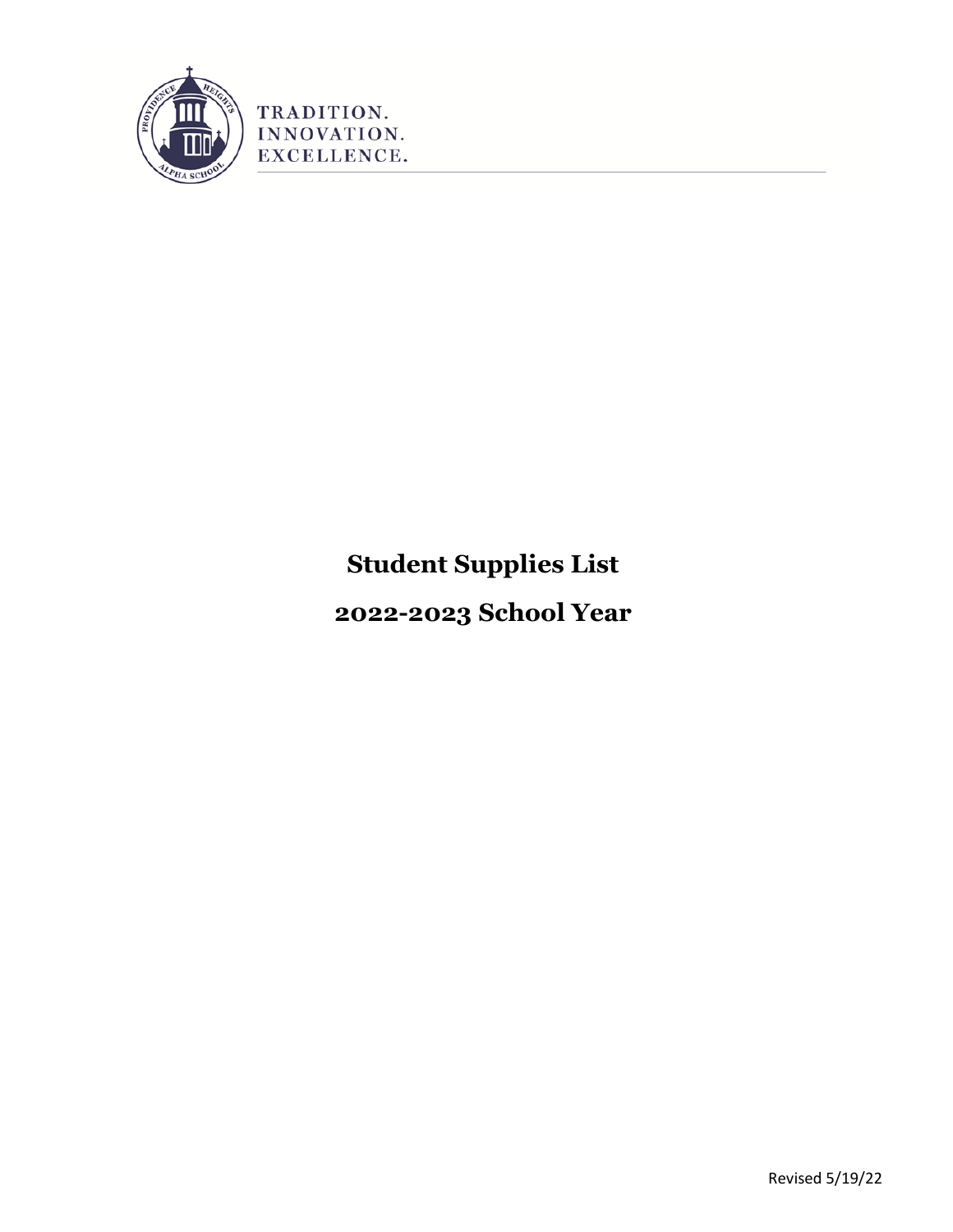TRADITION.
INNOVATION.
EXCELLENCE.

# Student Supplies List

# 2022-2023 School Year

Revised 5/19/22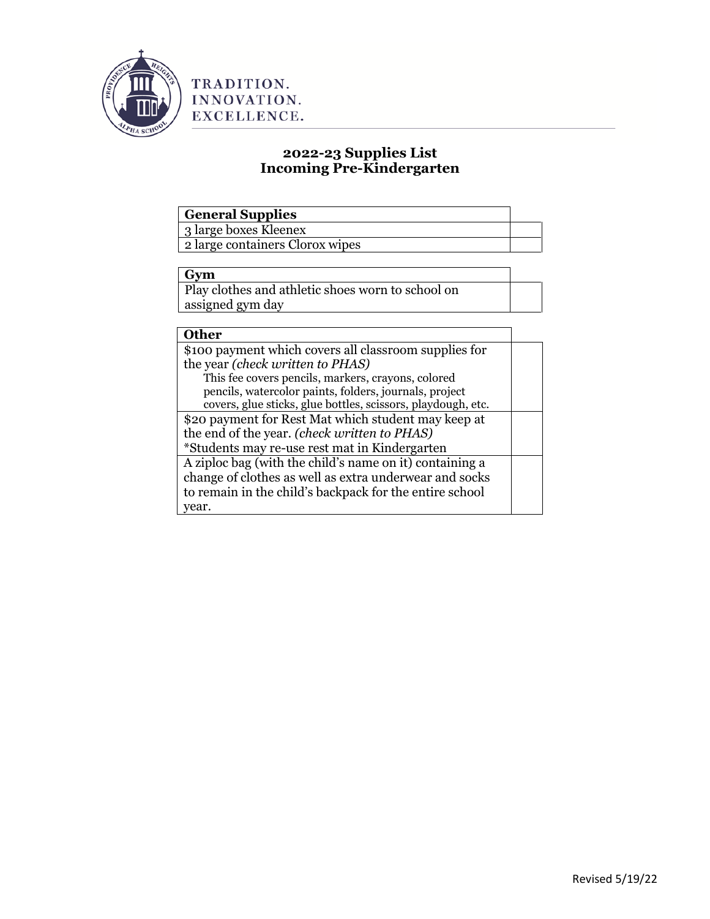TRADITION.
INNOVATION.
EXCELLENCE.

## 2022-23 Supplies List
## Incoming Pre-Kindergarten

| General Supplies | |
|---|---|
| 3 large boxes Kleenex | |
| 2 large containers Clorox wipes | |

| Gym | |
|---|---|
| Play clothes and athletic shoes worn to school on assigned gym day | |

| Other | |
|---|---|
| $100 payment which covers all classroom supplies for the year *(check written to PHAS)*<br>This fee covers pencils, markers, crayons, colored pencils, watercolor paints, folders, journals, project covers, glue sticks, glue bottles, scissors, playdough, etc. | |
| $20 payment for Rest Mat which student may keep at the end of the year. *(check written to PHAS)*<br>*Students may re-use rest mat in Kindergarten | |
| A ziploc bag (with the child's name on it) containing a change of clothes as well as extra underwear and socks to remain in the child's backpack for the entire school year. | |

Revised 5/19/22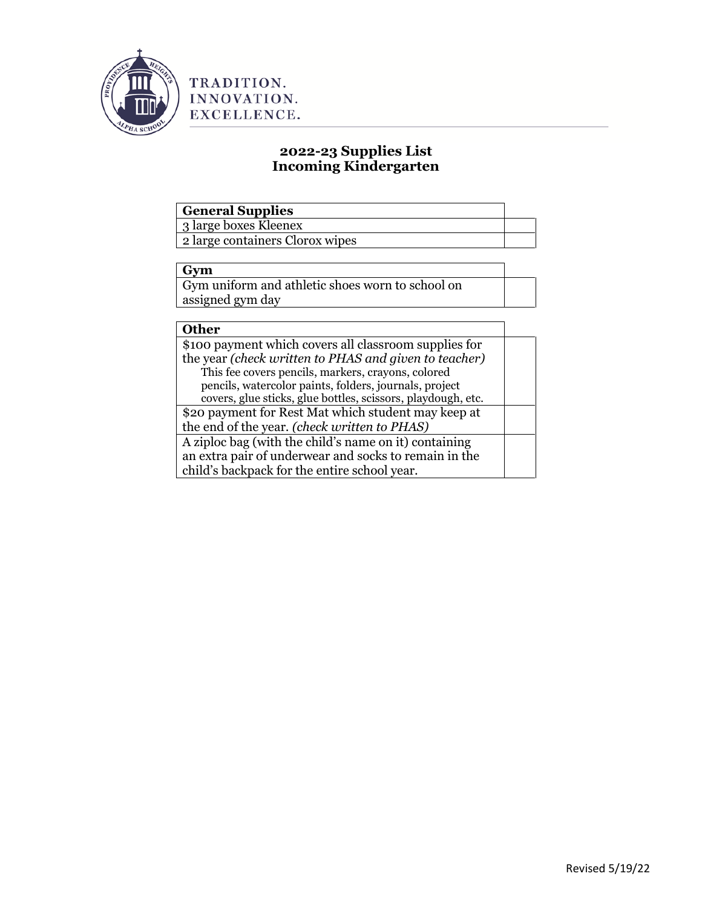TRADITION.
INNOVATION.
EXCELLENCE.

## 2022-23 Supplies List
## Incoming Kindergarten

| **General Supplies** | |
|---|---|
| 3 large boxes Kleenex | |
| 2 large containers Clorox wipes | |

| **Gym** | |
|---|---|
| Gym uniform and athletic shoes worn to school on assigned gym day | |

| **Other** | |
|---|---|
| $100 payment which covers all classroom supplies for the year *(check written to PHAS and given to teacher)* This fee covers pencils, markers, crayons, colored pencils, watercolor paints, folders, journals, project covers, glue sticks, glue bottles, scissors, playdough, etc. | |
| $20 payment for Rest Mat which student may keep at the end of the year. *(check written to PHAS)* | |
| A ziploc bag (with the child's name on it) containing an extra pair of underwear and socks to remain in the child's backpack for the entire school year. | |

Revised 5/19/22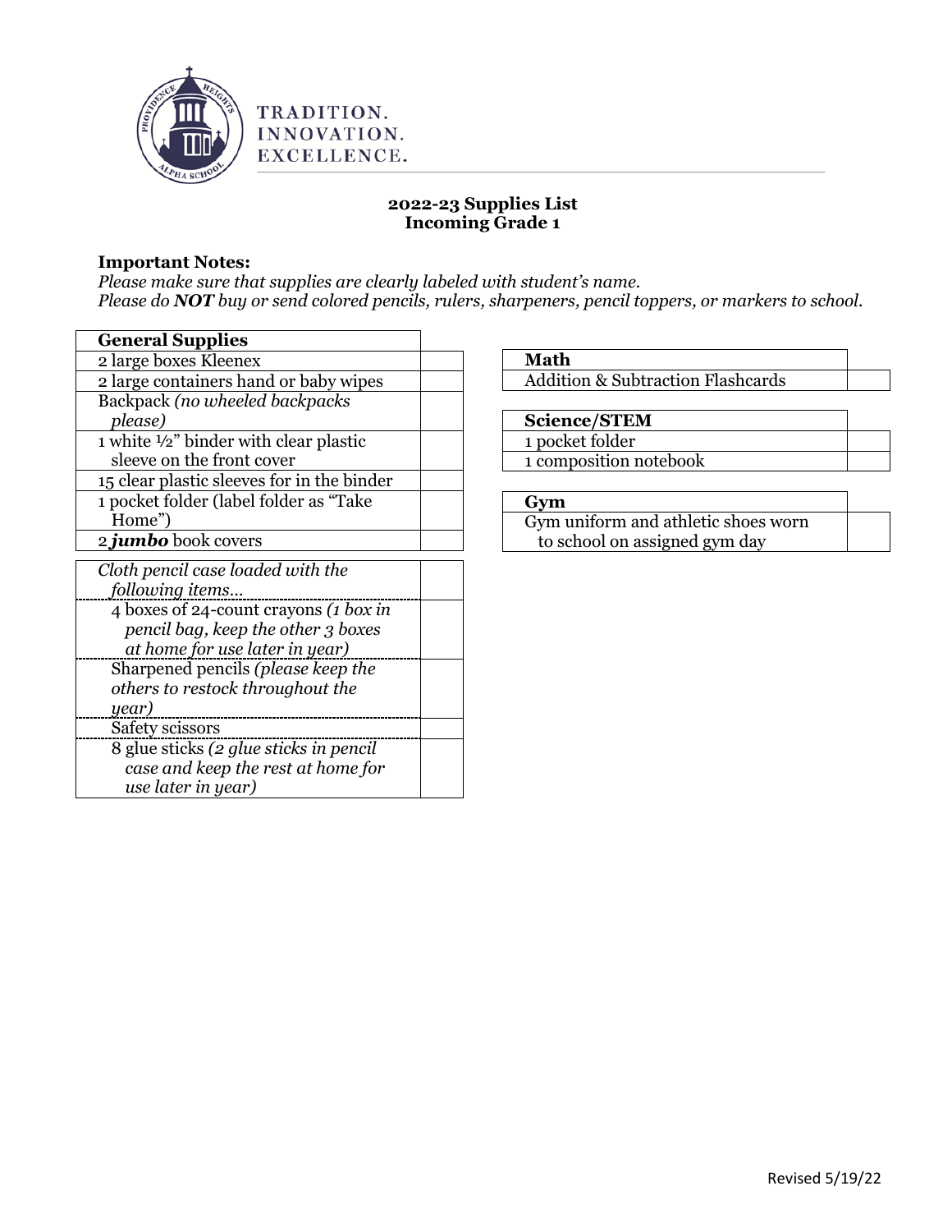TRADITION.
INNOVATION.
EXCELLENCE.

**2022-23 Supplies List**
**Incoming Grade 1**

**Important Notes:**
*Please make sure that supplies are clearly labeled with student's name.*
*Please do **NOT** buy or send colored pencils, rulers, sharpeners, pencil toppers, or markers to school.*

| **General Supplies** | |
|---|---|
| 2 large boxes Kleenex | |
| 2 large containers hand or baby wipes | |
| Backpack *(no wheeled backpacks please)* | |
| 1 white ½" binder with clear plastic sleeve on the front cover | |
| 15 clear plastic sleeves for in the binder | |
| 1 pocket folder (label folder as "Take Home") | |
| 2 ***jumbo*** book covers | |

| *Cloth pencil case loaded with the following items…* | |
|---|---|
| 4 boxes of 24-count crayons *(1 box in pencil bag, keep the other 3 boxes at home for use later in year)* | |
| Sharpened pencils *(please keep the others to restock throughout the year)* | |
| Safety scissors | |
| 8 glue sticks *(2 glue sticks in pencil case and keep the rest at home for use later in year)* | |

| **Math** | |
|---|---|
| Addition & Subtraction Flashcards | |

| **Science/STEM** | |
|---|---|
| 1 pocket folder | |
| 1 composition notebook | |

| **Gym** | |
|---|---|
| Gym uniform and athletic shoes worn to school on assigned gym day | |

Revised 5/19/22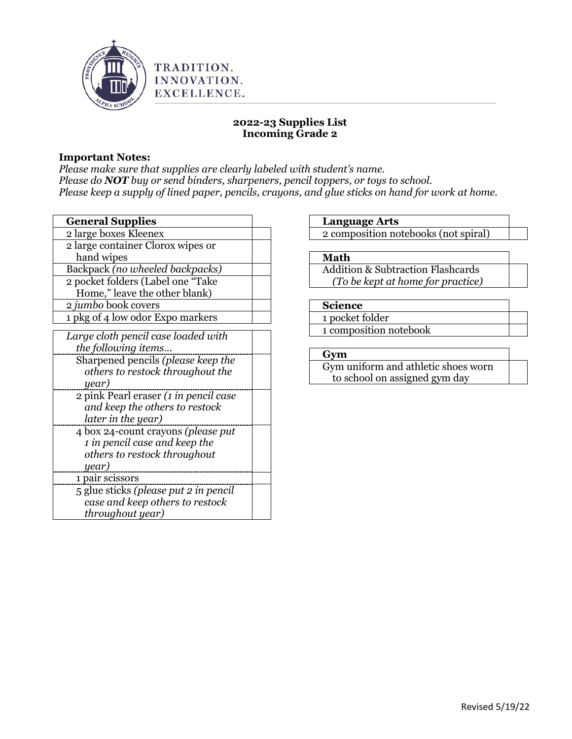TRADITION.
INNOVATION.
EXCELLENCE.

**2022-23 Supplies List**
**Incoming Grade 2**

**Important Notes:**
*Please make sure that supplies are clearly labeled with student's name.*
*Please do **NOT** buy or send binders, sharpeners, pencil toppers, or toys to school.*
*Please keep a supply of lined paper, pencils, crayons, and glue sticks on hand for work at home.*

| **General Supplies** | |
|---|---|
| 2 large boxes Kleenex | |
| 2 large container Clorox wipes or hand wipes | |
| Backpack *(no wheeled backpacks)* | |
| 2 pocket folders (Label one "Take Home," leave the other blank) | |
| 2 *jumbo* book covers | |
| 1 pkg of 4 low odor Expo markers | |

| *Large cloth pencil case loaded with the following items…* | |
|---|---|
| Sharpened pencils *(please keep the others to restock throughout the year)* | |
| 2 pink Pearl eraser *(1 in pencil case and keep the others to restock later in the year)* | |
| 4 box 24-count crayons *(please put 1 in pencil case and keep the others to restock throughout year)* | |
| 1 pair scissors | |
| 5 glue sticks *(please put 2 in pencil case and keep others to restock throughout year)* | |

| **Language Arts** | |
|---|---|
| 2 composition notebooks (not spiral) | |

| **Math** | |
|---|---|
| Addition & Subtraction Flashcards *(To be kept at home for practice)* | |

| **Science** | |
|---|---|
| 1 pocket folder | |
| 1 composition notebook | |

| **Gym** | |
|---|---|
| Gym uniform and athletic shoes worn to school on assigned gym day | |

Revised 5/19/22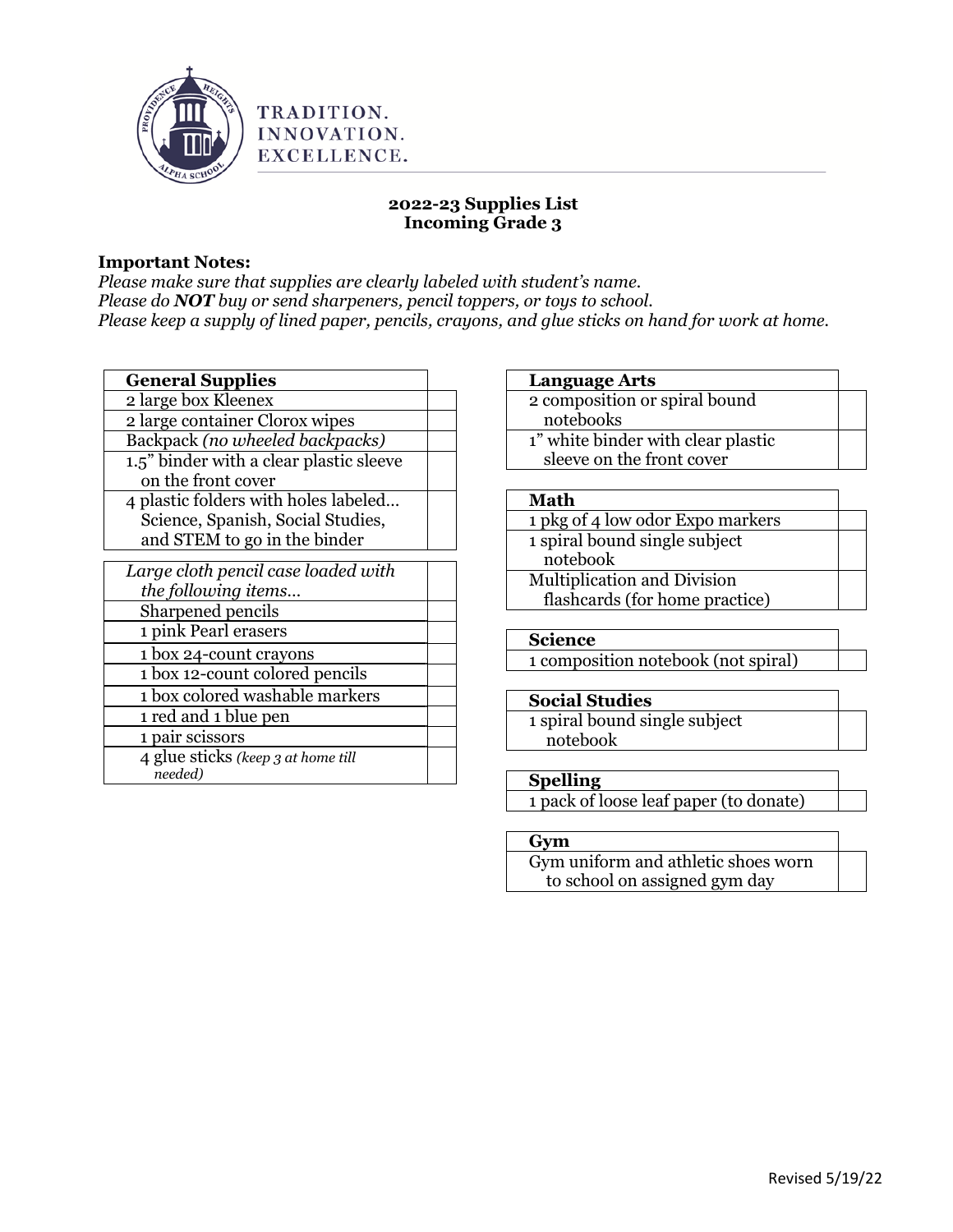TRADITION.
INNOVATION.
EXCELLENCE.

## 2022-23 Supplies List
## Incoming Grade 3

**Important Notes:**
*Please make sure that supplies are clearly labeled with student's name.*
*Please do **NOT** buy or send sharpeners, pencil toppers, or toys to school.*
*Please keep a supply of lined paper, pencils, crayons, and glue sticks on hand for work at home.*

| General Supplies | |
|---|---|
| 2 large box Kleenex | |
| 2 large container Clorox wipes | |
| Backpack *(no wheeled backpacks)* | |
| 1.5" binder with a clear plastic sleeve on the front cover | |
| 4 plastic folders with holes labeled… Science, Spanish, Social Studies, and STEM to go in the binder | |

| *Large cloth pencil case loaded with the following items…* | |
|---|---|
| Sharpened pencils | |
| 1 pink Pearl erasers | |
| 1 box 24-count crayons | |
| 1 box 12-count colored pencils | |
| 1 box colored washable markers | |
| 1 red and 1 blue pen | |
| 1 pair scissors | |
| 4 glue sticks *(keep 3 at home till needed)* | |

| Language Arts | |
|---|---|
| 2 composition or spiral bound notebooks | |
| 1" white binder with clear plastic sleeve on the front cover | |

| Math | |
|---|---|
| 1 pkg of 4 low odor Expo markers | |
| 1 spiral bound single subject notebook | |
| Multiplication and Division flashcards (for home practice) | |

| Science | |
|---|---|
| 1 composition notebook (not spiral) | |

| Social Studies | |
|---|---|
| 1 spiral bound single subject notebook | |

| Spelling | |
|---|---|
| 1 pack of loose leaf paper (to donate) | |

| Gym | |
|---|---|
| Gym uniform and athletic shoes worn to school on assigned gym day | |

Revised 5/19/22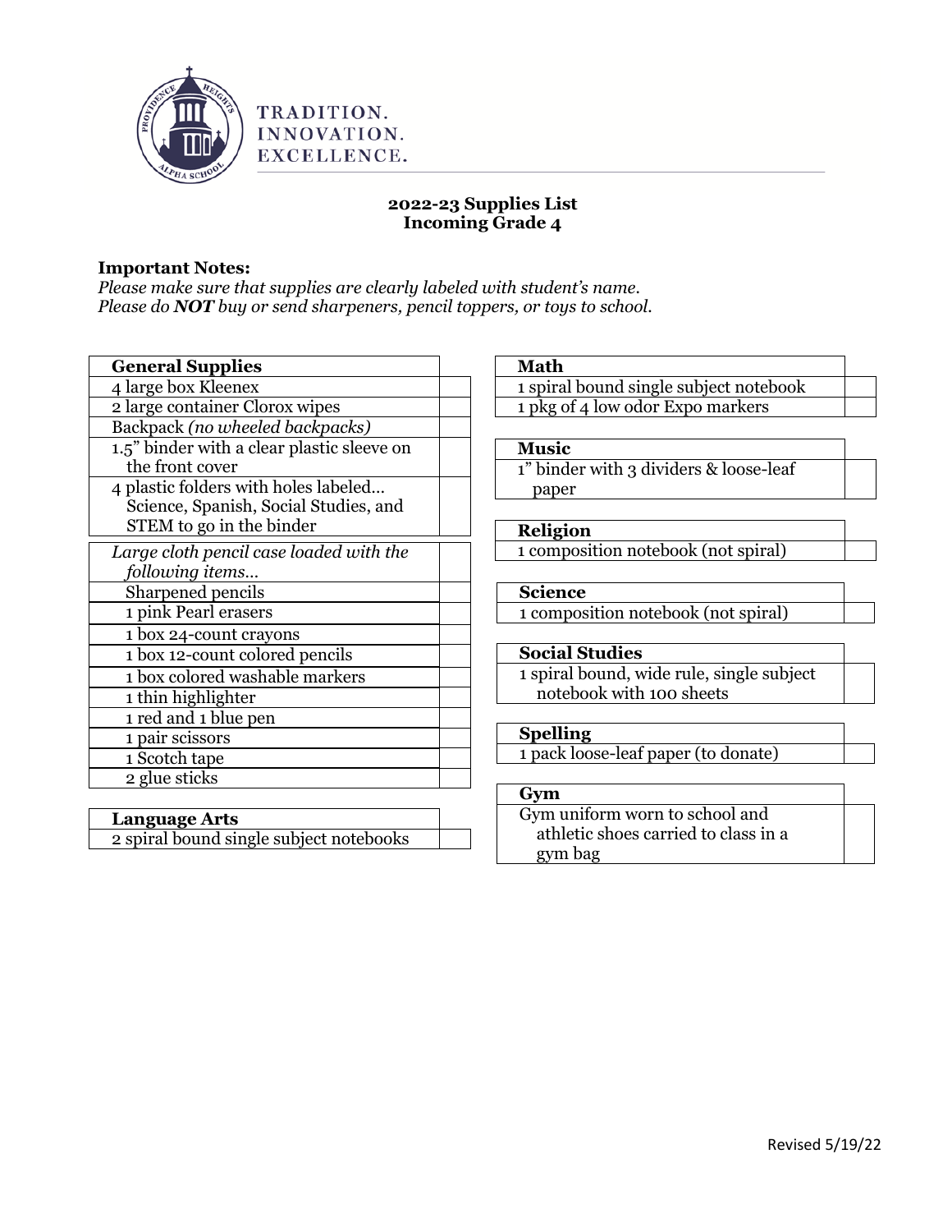TRADITION.
INNOVATION.
EXCELLENCE.

## 2022-23 Supplies List
## Incoming Grade 4

**Important Notes:**
*Please make sure that supplies are clearly labeled with student's name.*
*Please do **NOT** buy or send sharpeners, pencil toppers, or toys to school.*

| **General Supplies** | |
|---|---|
| 4 large box Kleenex | |
| 2 large container Clorox wipes | |
| Backpack *(no wheeled backpacks)* | |
| 1.5" binder with a clear plastic sleeve on the front cover | |
| 4 plastic folders with holes labeled… Science, Spanish, Social Studies, and STEM to go in the binder | |
| *Large cloth pencil case loaded with the following items…* | |
| Sharpened pencils | |
| 1 pink Pearl erasers | |
| 1 box 24-count crayons | |
| 1 box 12-count colored pencils | |
| 1 box colored washable markers | |
| 1 thin highlighter | |
| 1 red and 1 blue pen | |
| 1 pair scissors | |
| 1 Scotch tape | |
| 2 glue sticks | |

| **Language Arts** | |
|---|---|
| 2 spiral bound single subject notebooks | |

| **Math** | |
|---|---|
| 1 spiral bound single subject notebook | |
| 1 pkg of 4 low odor Expo markers | |

| **Music** | |
|---|---|
| 1" binder with 3 dividers & loose-leaf paper | |

| **Religion** | |
|---|---|
| 1 composition notebook (not spiral) | |

| **Science** | |
|---|---|
| 1 composition notebook (not spiral) | |

| **Social Studies** | |
|---|---|
| 1 spiral bound, wide rule, single subject notebook with 100 sheets | |

| **Spelling** | |
|---|---|
| 1 pack loose-leaf paper (to donate) | |

| **Gym** | |
|---|---|
| Gym uniform worn to school and athletic shoes carried to class in a gym bag | |

Revised 5/19/22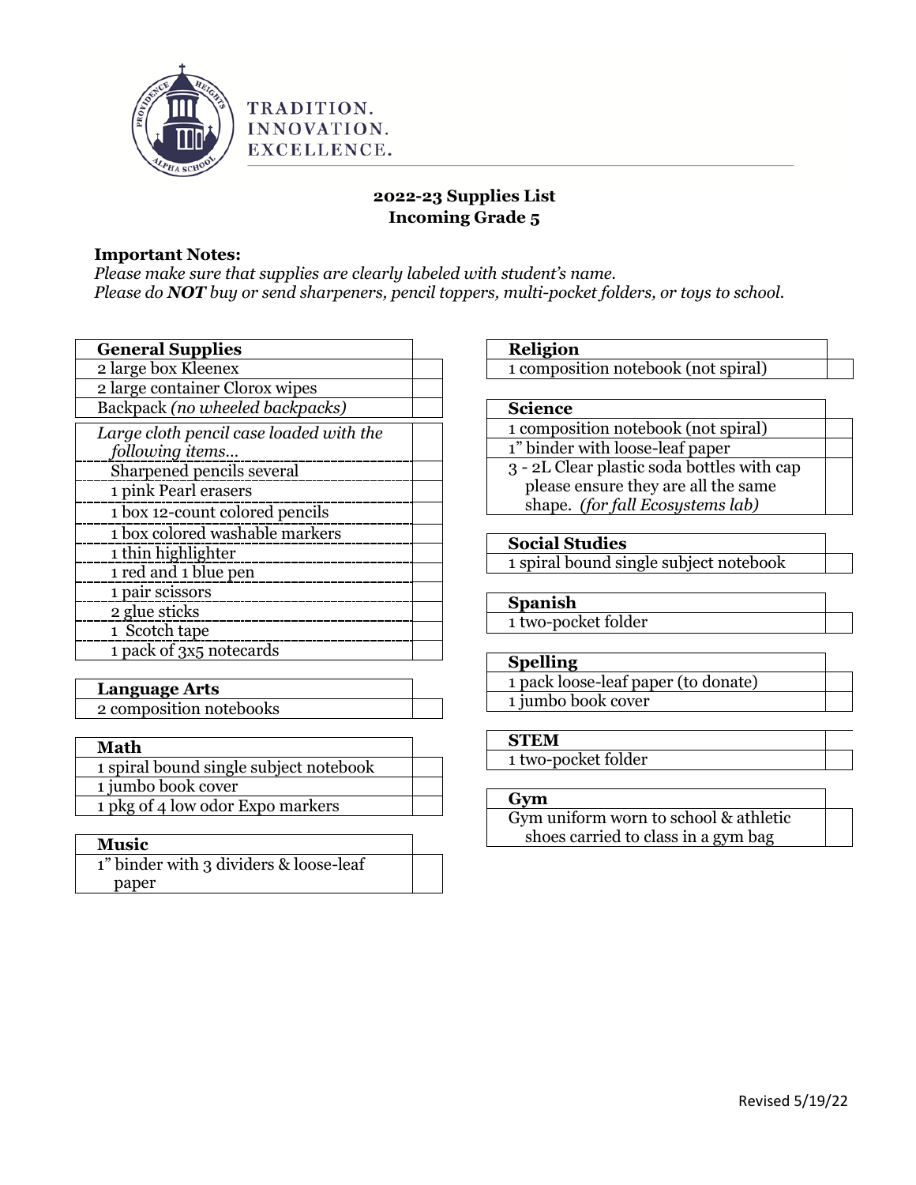TRADITION.
INNOVATION.
EXCELLENCE.

## 2022-23 Supplies List
## Incoming Grade 5

**Important Notes:**
*Please make sure that supplies are clearly labeled with student's name.*
*Please do* ***NOT*** *buy or send sharpeners, pencil toppers, multi-pocket folders, or toys to school.*

| General Supplies | |
|---|---|
| 2 large box Kleenex | |
| 2 large container Clorox wipes | |
| Backpack *(no wheeled backpacks)* | |
| *Large cloth pencil case loaded with the following items…* | |
| Sharpened pencils several | |
| 1 pink Pearl erasers | |
| 1 box 12-count colored pencils | |
| 1 box colored washable markers | |
| 1 thin highlighter | |
| 1 red and 1 blue pen | |
| 1 pair scissors | |
| 2 glue sticks | |
| 1 Scotch tape | |
| 1 pack of 3x5 notecards | |

| Language Arts | |
|---|---|
| 2 composition notebooks | |

| Math | |
|---|---|
| 1 spiral bound single subject notebook | |
| 1 jumbo book cover | |
| 1 pkg of 4 low odor Expo markers | |

| Music | |
|---|---|
| 1" binder with 3 dividers & loose-leaf paper | |

| Religion | |
|---|---|
| 1 composition notebook (not spiral) | |

| Science | |
|---|---|
| 1 composition notebook (not spiral) | |
| 1" binder with loose-leaf paper | |
| 3 - 2L Clear plastic soda bottles with cap please ensure they are all the same shape. *(for fall Ecosystems lab)* | |

| Social Studies | |
|---|---|
| 1 spiral bound single subject notebook | |

| Spanish | |
|---|---|
| 1 two-pocket folder | |

| Spelling | |
|---|---|
| 1 pack loose-leaf paper (to donate) | |
| 1 jumbo book cover | |

| STEM | |
|---|---|
| 1 two-pocket folder | |

| Gym | |
|---|---|
| Gym uniform worn to school & athletic shoes carried to class in a gym bag | |

Revised 5/19/22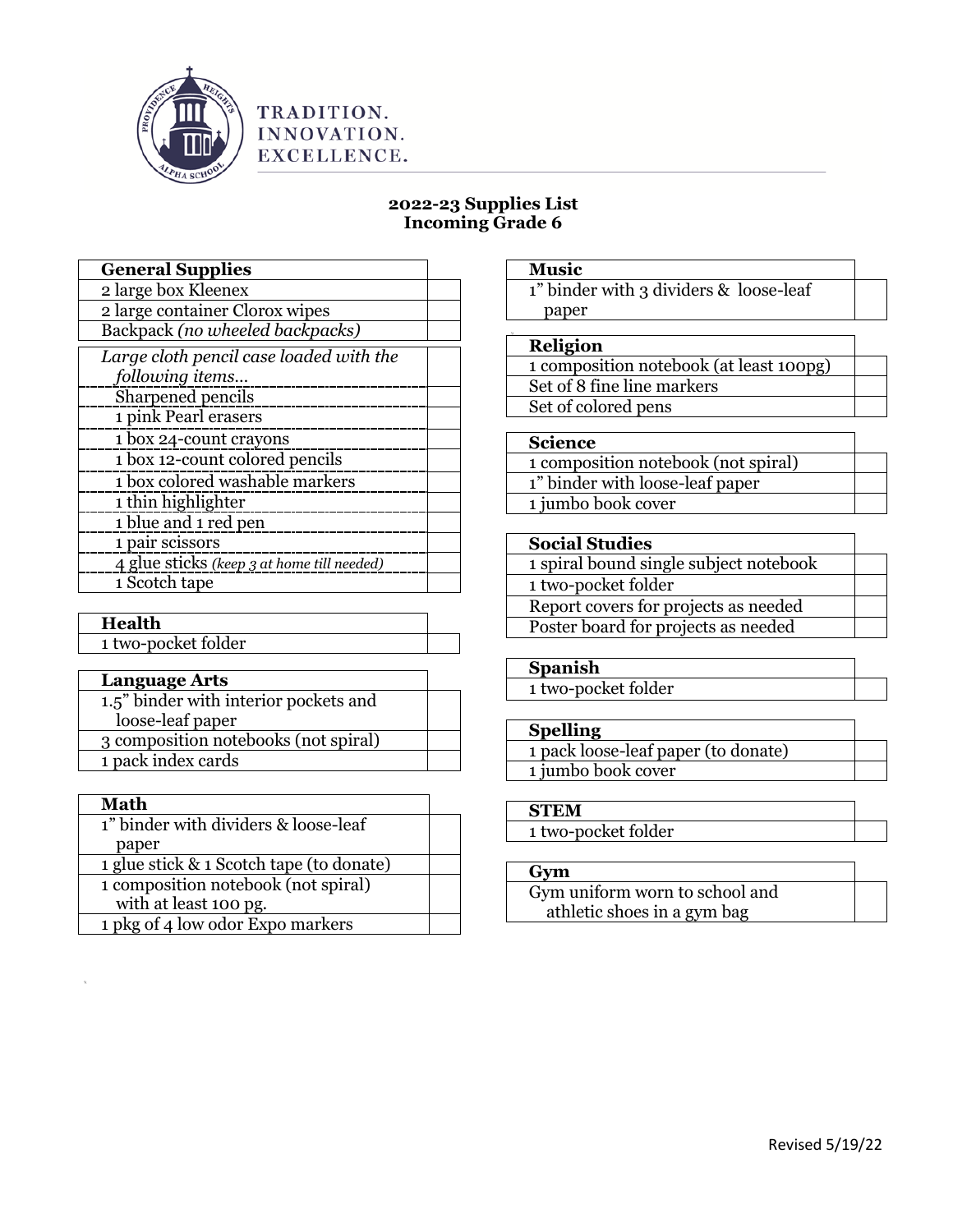TRADITION.
INNOVATION.
EXCELLENCE.

## 2022-23 Supplies List
## Incoming Grade 6

| General Supplies | |
|---|---|
| 2 large box Kleenex | |
| 2 large container Clorox wipes | |
| Backpack *(no wheeled backpacks)* | |
| *Large cloth pencil case loaded with the following items…* | |
| Sharpened pencils | |
| 1 pink Pearl erasers | |
| 1 box 24-count crayons | |
| 1 box 12-count colored pencils | |
| 1 box colored washable markers | |
| 1 thin highlighter | |
| 1 blue and 1 red pen | |
| 1 pair scissors | |
| 4 glue sticks *(keep 3 at home till needed)* | |
| 1 Scotch tape | |

| Health | |
|---|---|
| 1 two-pocket folder | |

| Language Arts | |
|---|---|
| 1.5" binder with interior pockets and loose-leaf paper | |
| 3 composition notebooks (not spiral) | |
| 1 pack index cards | |

| Math | |
|---|---|
| 1" binder with dividers & loose-leaf paper | |
| 1 glue stick & 1 Scotch tape (to donate) | |
| 1 composition notebook (not spiral) with at least 100 pg. | |
| 1 pkg of 4 low odor Expo markers | |

| Music | |
|---|---|
| 1" binder with 3 dividers & loose-leaf paper | |

| Religion | |
|---|---|
| 1 composition notebook (at least 100pg) | |
| Set of 8 fine line markers | |
| Set of colored pens | |

| Science | |
|---|---|
| 1 composition notebook (not spiral) | |
| 1" binder with loose-leaf paper | |
| 1 jumbo book cover | |

| Social Studies | |
|---|---|
| 1 spiral bound single subject notebook | |
| 1 two-pocket folder | |
| Report covers for projects as needed | |
| Poster board for projects as needed | |

| Spanish | |
|---|---|
| 1 two-pocket folder | |

| Spelling | |
|---|---|
| 1 pack loose-leaf paper (to donate) | |
| 1 jumbo book cover | |

| STEM | |
|---|---|
| 1 two-pocket folder | |

| Gym | |
|---|---|
| Gym uniform worn to school and athletic shoes in a gym bag | |

Revised 5/19/22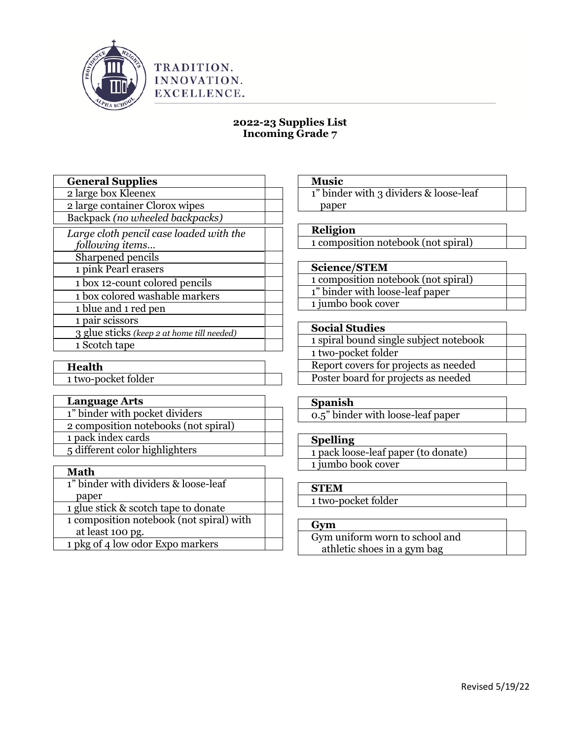TRADITION.
INNOVATION.
EXCELLENCE.

## 2022-23 Supplies List
## Incoming Grade 7

| General Supplies | |
|---|---|
| 2 large box Kleenex | |
| 2 large container Clorox wipes | |
| Backpack *(no wheeled backpacks)* | |
| *Large cloth pencil case loaded with the following items…* | |
| Sharpened pencils | |
| 1 pink Pearl erasers | |
| 1 box 12-count colored pencils | |
| 1 box colored washable markers | |
| 1 blue and 1 red pen | |
| 1 pair scissors | |
| 3 glue sticks *(keep 2 at home till needed)* | |
| 1 Scotch tape | |

| Health | |
|---|---|
| 1 two-pocket folder | |

| Language Arts | |
|---|---|
| 1" binder with pocket dividers | |
| 2 composition notebooks (not spiral) | |
| 1 pack index cards | |
| 5 different color highlighters | |

| Math | |
|---|---|
| 1" binder with dividers & loose-leaf paper | |
| 1 glue stick & scotch tape to donate | |
| 1 composition notebook (not spiral) with at least 100 pg. | |
| 1 pkg of 4 low odor Expo markers | |

| Music | |
|---|---|
| 1" binder with 3 dividers & loose-leaf paper | |

| Religion | |
|---|---|
| 1 composition notebook (not spiral) | |

| Science/STEM | |
|---|---|
| 1 composition notebook (not spiral) | |
| 1" binder with loose-leaf paper | |
| 1 jumbo book cover | |

| Social Studies | |
|---|---|
| 1 spiral bound single subject notebook | |
| 1 two-pocket folder | |
| Report covers for projects as needed | |
| Poster board for projects as needed | |

| Spanish | |
|---|---|
| 0.5" binder with loose-leaf paper | |

| Spelling | |
|---|---|
| 1 pack loose-leaf paper (to donate) | |
| 1 jumbo book cover | |

| STEM | |
|---|---|
| 1 two-pocket folder | |

| Gym | |
|---|---|
| Gym uniform worn to school and athletic shoes in a gym bag | |

Revised 5/19/22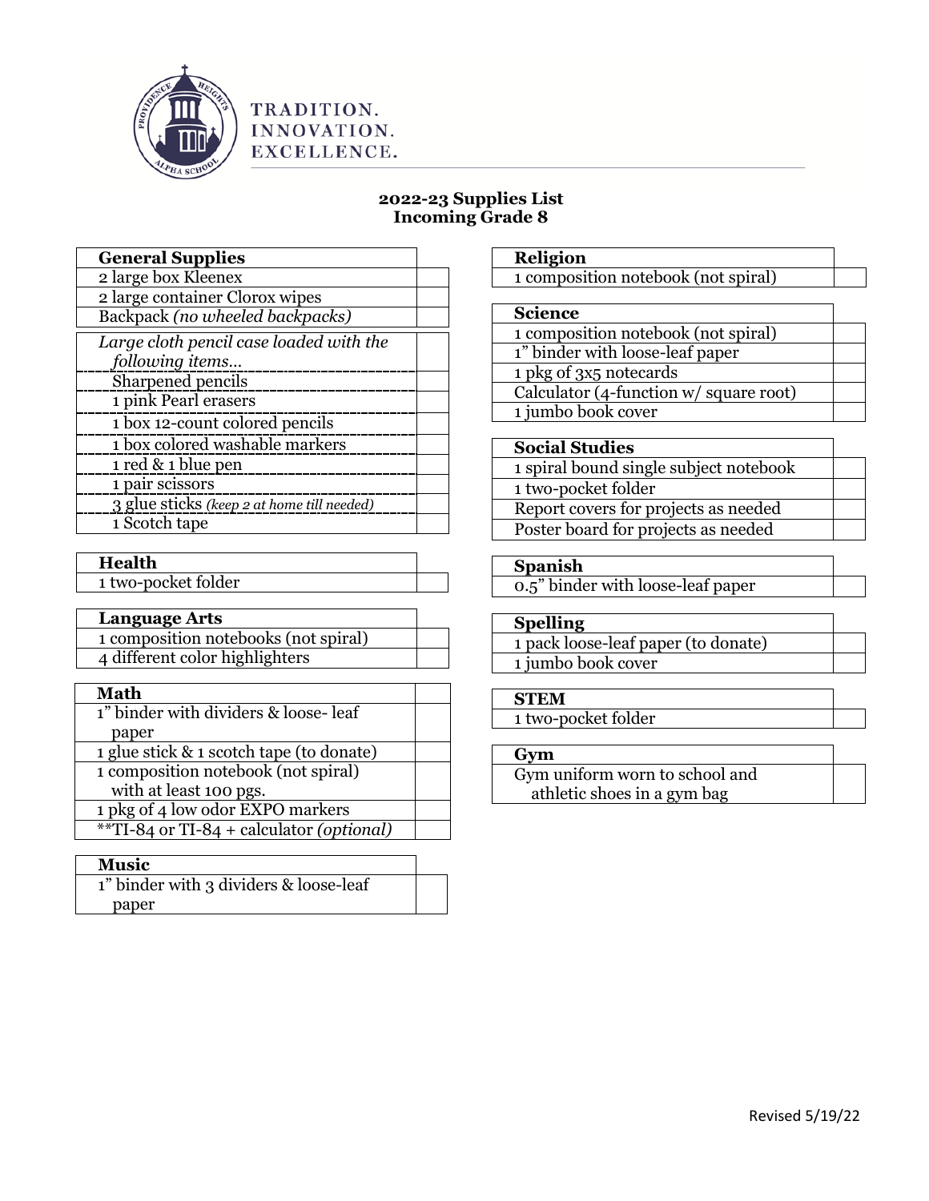TRADITION.
INNOVATION.
EXCELLENCE.

**2022-23 Supplies List**
**Incoming Grade 8**

| **General Supplies** | |
|---|---|
| 2 large box Kleenex | |
| 2 large container Clorox wipes | |
| Backpack *(no wheeled backpacks)* | |
| *Large cloth pencil case loaded with the following items…* | |
| Sharpened pencils | |
| 1 pink Pearl erasers | |
| 1 box 12-count colored pencils | |
| 1 box colored washable markers | |
| 1 red & 1 blue pen | |
| 1 pair scissors | |
| 3 glue sticks *(keep 2 at home till needed)* | |
| 1 Scotch tape | |

| **Health** | |
|---|---|
| 1 two-pocket folder | |

| **Language Arts** | |
|---|---|
| 1 composition notebooks (not spiral) | |
| 4 different color highlighters | |

| **Math** | |
|---|---|
| 1" binder with dividers & loose- leaf paper | |
| 1 glue stick & 1 scotch tape (to donate) | |
| 1 composition notebook (not spiral) with at least 100 pgs. | |
| 1 pkg of 4 low odor EXPO markers | |
| **TI-84 or TI-84 + calculator *(optional)* | |

| **Music** | |
|---|---|
| 1" binder with 3 dividers & loose-leaf paper | |

| **Religion** | |
|---|---|
| 1 composition notebook (not spiral) | |

| **Science** | |
|---|---|
| 1 composition notebook (not spiral) | |
| 1" binder with loose-leaf paper | |
| 1 pkg of 3x5 notecards | |
| Calculator (4-function w/ square root) | |
| 1 jumbo book cover | |

| **Social Studies** | |
|---|---|
| 1 spiral bound single subject notebook | |
| 1 two-pocket folder | |
| Report covers for projects as needed | |
| Poster board for projects as needed | |

| **Spanish** | |
|---|---|
| 0.5" binder with loose-leaf paper | |

| **Spelling** | |
|---|---|
| 1 pack loose-leaf paper (to donate) | |
| 1 jumbo book cover | |

| **STEM** | |
|---|---|
| 1 two-pocket folder | |

| **Gym** | |
|---|---|
| Gym uniform worn to school and athletic shoes in a gym bag | |

Revised 5/19/22